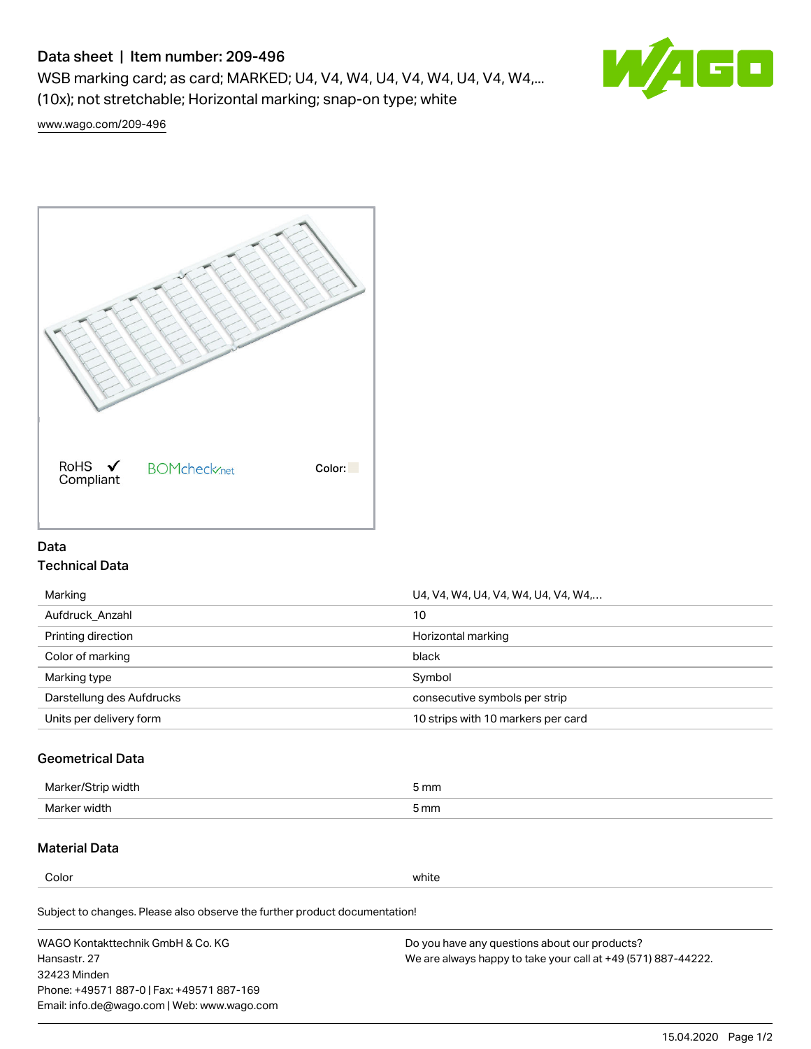# Data sheet | Item number: 209-496

WSB marking card; as card; MARKED; U4, V4, W4, U4, V4, W4, U4, V4, W4,... (10x); not stretchable; Horizontal marking; snap-on type; white

www.wago.com/209-496

RoHS ✓ Compliant

BOMcheck.net

Color:

## Data

### Technical Data

| | |
|---|---|
| Marking | U4, V4, W4, U4, V4, W4, U4, V4, W4,... |
| Aufdruck_Anzahl | 10 |
| Printing direction | Horizontal marking |
| Color of marking | black |
| Marking type | Symbol |
| Darstellung des Aufdrucks | consecutive symbols per strip |
| Units per delivery form | 10 strips with 10 markers per card |

### Geometrical Data

| | |
|---|---|
| Marker/Strip width | 5 mm |
| Marker width | 5 mm |

### Material Data

| | |
|---|---|
| Color | white |

Subject to changes. Please also observe the further product documentation!

WAGO Kontakttechnik GmbH & Co. KG
Hansastr. 27
32423 Minden
Phone: +49571 887-0 | Fax: +49571 887-169
Email: info.de@wago.com | Web: www.wago.com

Do you have any questions about our products?
We are always happy to take your call at +49 (571) 887-44222.

15.04.2020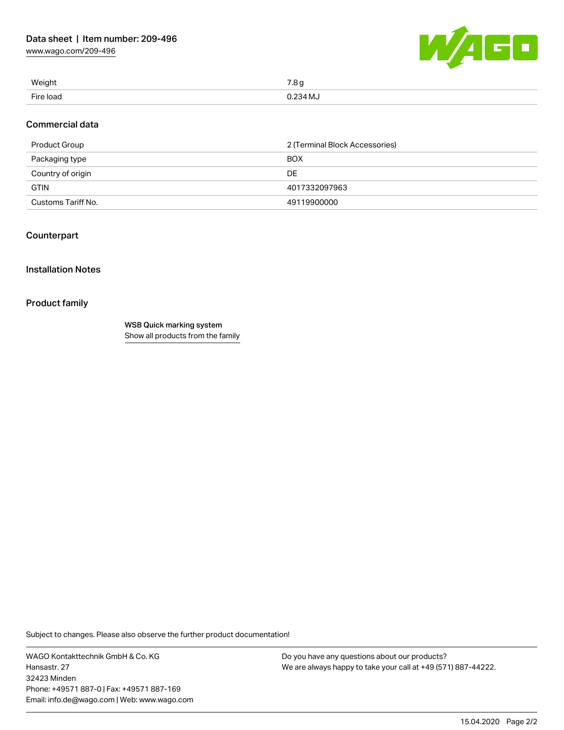| | |
|---|---|
| Weight | 7.8 g |
| Fire load | 0.234 MJ |

## Commercial data

| | |
|---|---|
| Product Group | 2 (Terminal Block Accessories) |
| Packaging type | BOX |
| Country of origin | DE |
| GTIN | 4017332097963 |
| Customs Tariff No. | 49119900000 |

## Counterpart

## Installation Notes

## Product family

**WSB Quick marking system**
Show all products from the family

Subject to changes. Please also observe the further product documentation!

WAGO Kontakttechnik GmbH & Co. KG
Hansastr. 27
32423 Minden
Phone: +49571 887-0 | Fax: +49571 887-169
Email: info.de@wago.com | Web: www.wago.com

Do you have any questions about our products?
We are always happy to take your call at +49 (571) 887-44222.